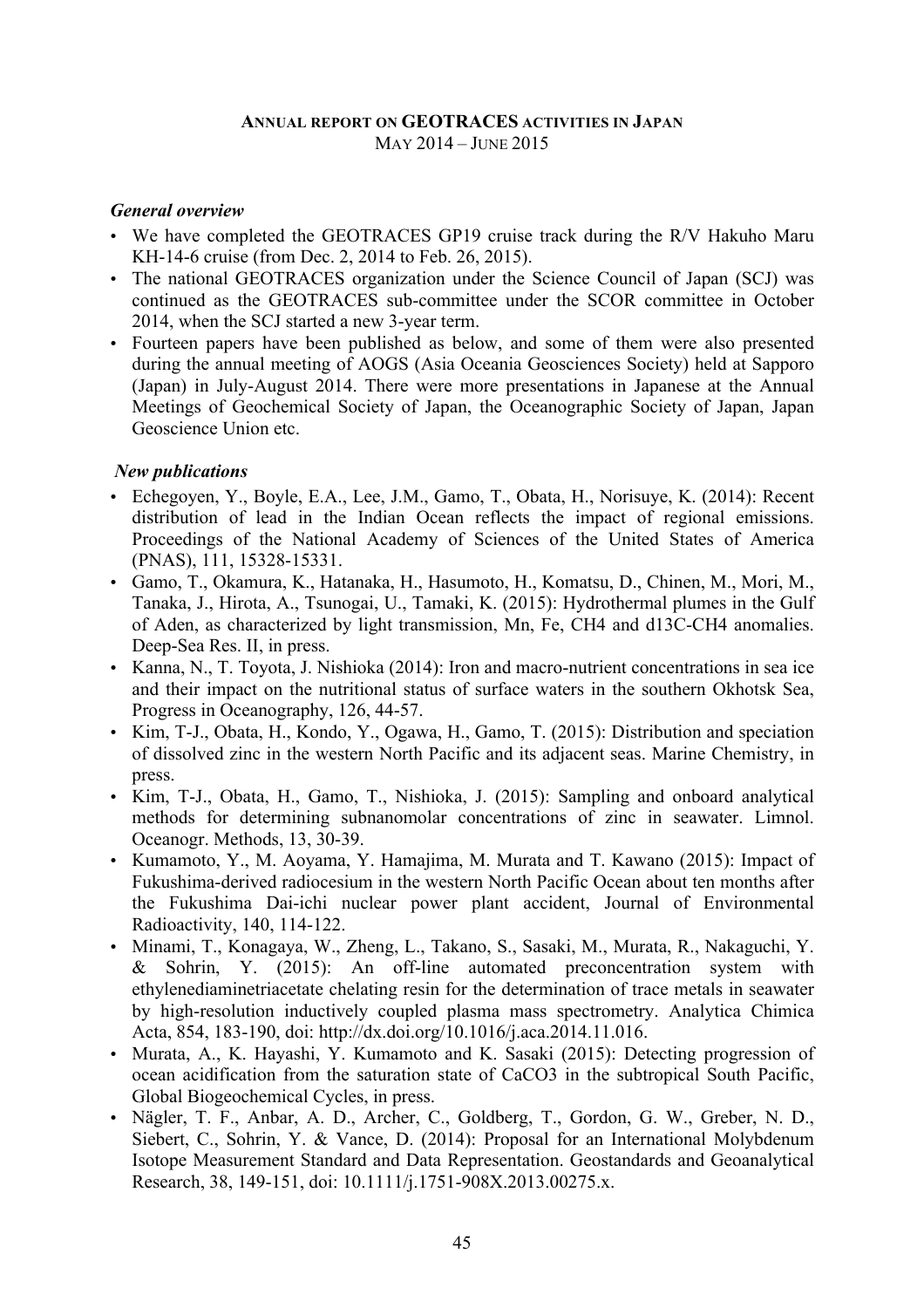# ANNUAL REPORT ON GEOTRACES ACTIVITIES IN JAPAN

MAY 2014 – JUNE 2015

### *General overview*

- We have completed the GEOTRACES GP19 cruise track during the R/V Hakuho Maru KH-14-6 cruise (from Dec. 2, 2014 to Feb. 26, 2015).
- The national GEOTRACES organization under the Science Council of Japan (SCJ) was continued as the GEOTRACES sub-committee under the SCOR committee in October 2014, when the SCJ started a new 3-year term.
- Fourteen papers have been published as below, and some of them were also presented during the annual meeting of AOGS (Asia Oceania Geosciences Society) held at Sapporo (Japan) in July-August 2014. There were more presentations in Japanese at the Annual Meetings of Geochemical Society of Japan, the Oceanographic Society of Japan, Japan Geoscience Union etc.

### *New publications*

- Echegoyen, Y., Boyle, E.A., Lee, J.M., Gamo, T., Obata, H., Norisuye, K. (2014): Recent distribution of lead in the Indian Ocean reflects the impact of regional emissions. Proceedings of the National Academy of Sciences of the United States of America (PNAS), 111, 15328-15331.
- Gamo, T., Okamura, K., Hatanaka, H., Hasumoto, H., Komatsu, D., Chinen, M., Mori, M., Tanaka, J., Hirota, A., Tsunogai, U., Tamaki, K. (2015): Hydrothermal plumes in the Gulf of Aden, as characterized by light transmission, Mn, Fe, CH4 and d13C-CH4 anomalies. Deep-Sea Res. II, in press.
- Kanna, N., T. Toyota, J. Nishioka (2014): Iron and macro-nutrient concentrations in sea ice and their impact on the nutritional status of surface waters in the southern Okhotsk Sea, Progress in Oceanography, 126, 44-57.
- Kim, T-J., Obata, H., Kondo, Y., Ogawa, H., Gamo, T. (2015): Distribution and speciation of dissolved zinc in the western North Pacific and its adjacent seas. Marine Chemistry, in press.
- Kim, T-J., Obata, H., Gamo, T., Nishioka, J. (2015): Sampling and onboard analytical methods for determining subnanomolar concentrations of zinc in seawater. Limnol. Oceanogr. Methods, 13, 30-39.
- Kumamoto, Y., M. Aoyama, Y. Hamajima, M. Murata and T. Kawano (2015): Impact of Fukushima-derived radiocesium in the western North Pacific Ocean about ten months after the Fukushima Dai-ichi nuclear power plant accident, Journal of Environmental Radioactivity, 140, 114-122.
- Minami, T., Konagaya, W., Zheng, L., Takano, S., Sasaki, M., Murata, R., Nakaguchi, Y. & Sohrin, Y. (2015): An off-line automated preconcentration system with ethylenediaminetriacetate chelating resin for the determination of trace metals in seawater by high-resolution inductively coupled plasma mass spectrometry. Analytica Chimica Acta, 854, 183-190, doi: http://dx.doi.org/10.1016/j.aca.2014.11.016.
- Murata, A., K. Hayashi, Y. Kumamoto and K. Sasaki (2015): Detecting progression of ocean acidification from the saturation state of CaCO3 in the subtropical South Pacific, Global Biogeochemical Cycles, in press.
- Nägler, T. F., Anbar, A. D., Archer, C., Goldberg, T., Gordon, G. W., Greber, N. D., Siebert, C., Sohrin, Y. & Vance, D. (2014): Proposal for an International Molybdenum Isotope Measurement Standard and Data Representation. Geostandards and Geoanalytical Research, 38, 149-151, doi: 10.1111/j.1751-908X.2013.00275.x.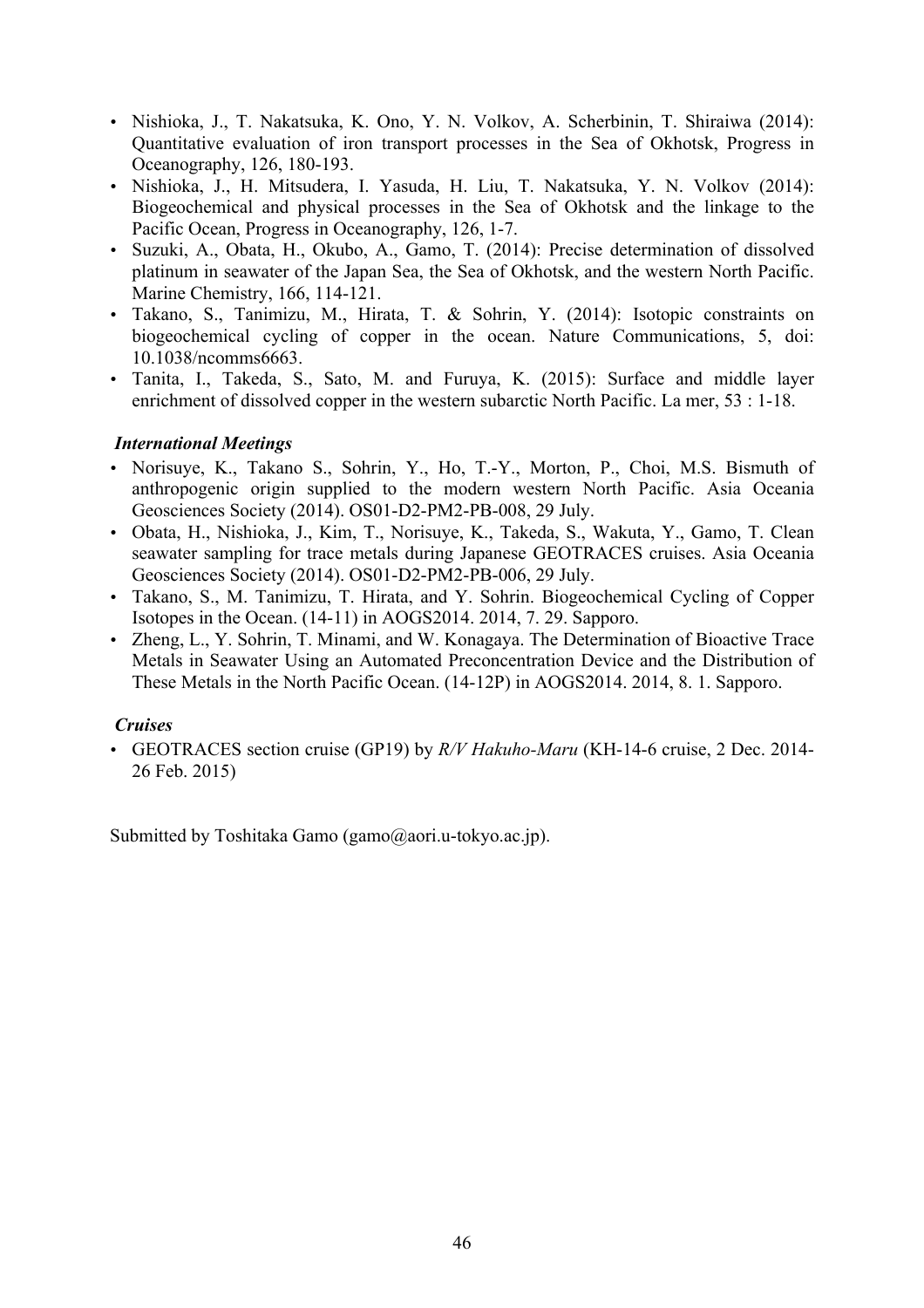- Nishioka, J., T. Nakatsuka, K. Ono, Y. N. Volkov, A. Scherbinin, T. Shiraiwa (2014): Quantitative evaluation of iron transport processes in the Sea of Okhotsk, Progress in Oceanography, 126, 180-193.
- Nishioka, J., H. Mitsudera, I. Yasuda, H. Liu, T. Nakatsuka, Y. N. Volkov (2014): Biogeochemical and physical processes in the Sea of Okhotsk and the linkage to the Pacific Ocean, Progress in Oceanography, 126, 1-7.
- Suzuki, A., Obata, H., Okubo, A., Gamo, T. (2014): Precise determination of dissolved platinum in seawater of the Japan Sea, the Sea of Okhotsk, and the western North Pacific. Marine Chemistry, 166, 114-121.
- Takano, S., Tanimizu, M., Hirata, T. & Sohrin, Y. (2014): Isotopic constraints on biogeochemical cycling of copper in the ocean. Nature Communications, 5, doi: 10.1038/ncomms6663.
- Tanita, I., Takeda, S., Sato, M. and Furuya, K. (2015): Surface and middle layer enrichment of dissolved copper in the western subarctic North Pacific. La mer, 53 : 1-18.

***International Meetings***

- Norisuye, K., Takano S., Sohrin, Y., Ho, T.-Y., Morton, P., Choi, M.S. Bismuth of anthropogenic origin supplied to the modern western North Pacific. Asia Oceania Geosciences Society (2014). OS01-D2-PM2-PB-008, 29 July.
- Obata, H., Nishioka, J., Kim, T., Norisuye, K., Takeda, S., Wakuta, Y., Gamo, T. Clean seawater sampling for trace metals during Japanese GEOTRACES cruises. Asia Oceania Geosciences Society (2014). OS01-D2-PM2-PB-006, 29 July.
- Takano, S., M. Tanimizu, T. Hirata, and Y. Sohrin. Biogeochemical Cycling of Copper Isotopes in the Ocean. (14-11) in AOGS2014. 2014, 7. 29. Sapporo.
- Zheng, L., Y. Sohrin, T. Minami, and W. Konagaya. The Determination of Bioactive Trace Metals in Seawater Using an Automated Preconcentration Device and the Distribution of These Metals in the North Pacific Ocean. (14-12P) in AOGS2014. 2014, 8. 1. Sapporo.

***Cruises***

- GEOTRACES section cruise (GP19) by *R/V Hakuho-Maru* (KH-14-6 cruise, 2 Dec. 2014-26 Feb. 2015)

Submitted by Toshitaka Gamo (gamo@aori.u-tokyo.ac.jp).